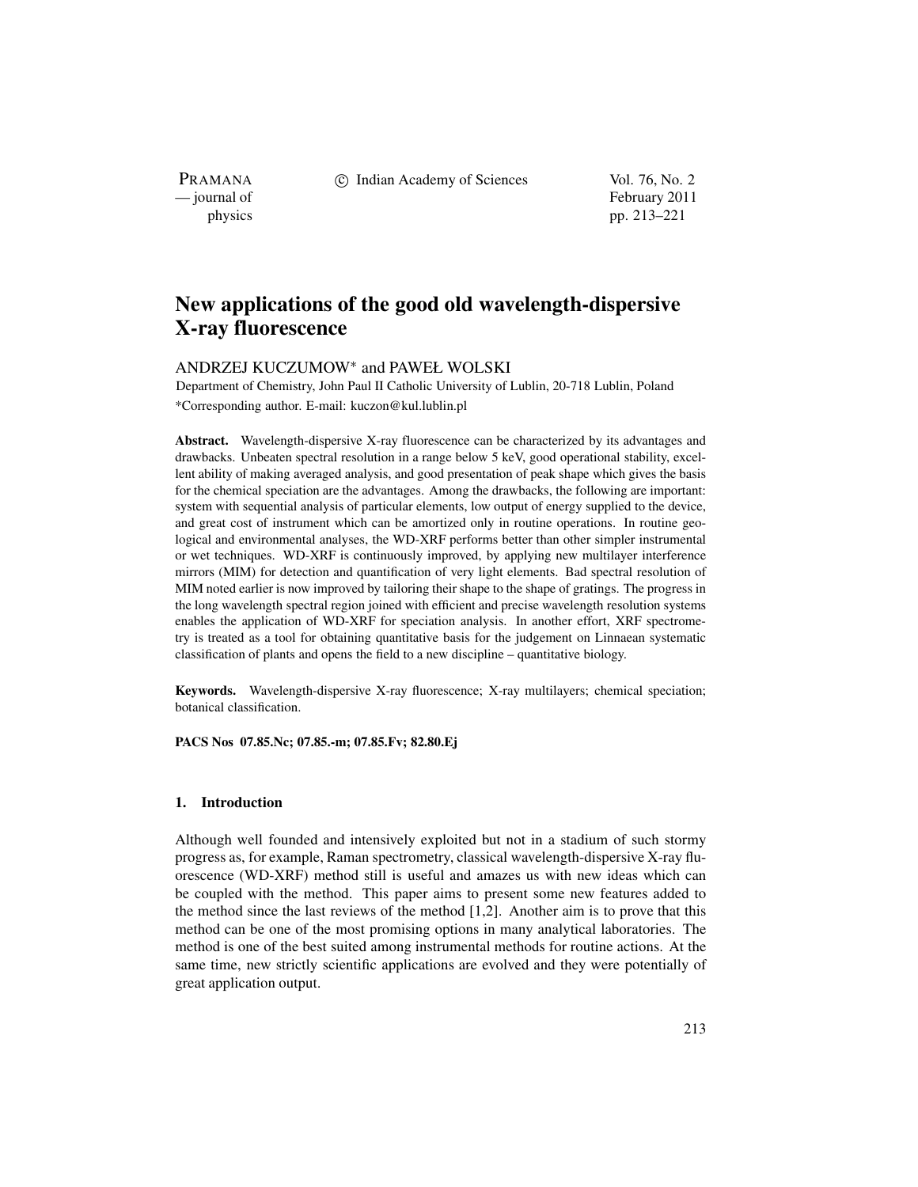# New applications of the good old wavelength-dispersive X-ray fluorescence

ANDRZEJ KUCZUMOW* and PAWEŁ WOLSKI

Department of Chemistry, John Paul II Catholic University of Lublin, 20-718 Lublin, Poland

*Corresponding author. E-mail: kuczon@kul.lublin.pl

**Abstract.** Wavelength-dispersive X-ray fluorescence can be characterized by its advantages and drawbacks. Unbeaten spectral resolution in a range below 5 keV, good operational stability, excellent ability of making averaged analysis, and good presentation of peak shape which gives the basis for the chemical speciation are the advantages. Among the drawbacks, the following are important: system with sequential analysis of particular elements, low output of energy supplied to the device, and great cost of instrument which can be amortized only in routine operations. In routine geological and environmental analyses, the WD-XRF performs better than other simpler instrumental or wet techniques. WD-XRF is continuously improved, by applying new multilayer interference mirrors (MIM) for detection and quantification of very light elements. Bad spectral resolution of MIM noted earlier is now improved by tailoring their shape to the shape of gratings. The progress in the long wavelength spectral region joined with efficient and precise wavelength resolution systems enables the application of WD-XRF for speciation analysis. In another effort, XRF spectrometry is treated as a tool for obtaining quantitative basis for the judgement on Linnaean systematic classification of plants and opens the field to a new discipline – quantitative biology.

**Keywords.** Wavelength-dispersive X-ray fluorescence; X-ray multilayers; chemical speciation; botanical classification.

**PACS Nos 07.85.Nc; 07.85.-m; 07.85.Fv; 82.80.Ej**

## 1. Introduction

Although well founded and intensively exploited but not in a stadium of such stormy progress as, for example, Raman spectrometry, classical wavelength-dispersive X-ray fluorescence (WD-XRF) method still is useful and amazes us with new ideas which can be coupled with the method. This paper aims to present some new features added to the method since the last reviews of the method [1,2]. Another aim is to prove that this method can be one of the most promising options in many analytical laboratories. The method is one of the best suited among instrumental methods for routine actions. At the same time, new strictly scientific applications are evolved and they were potentially of great application output.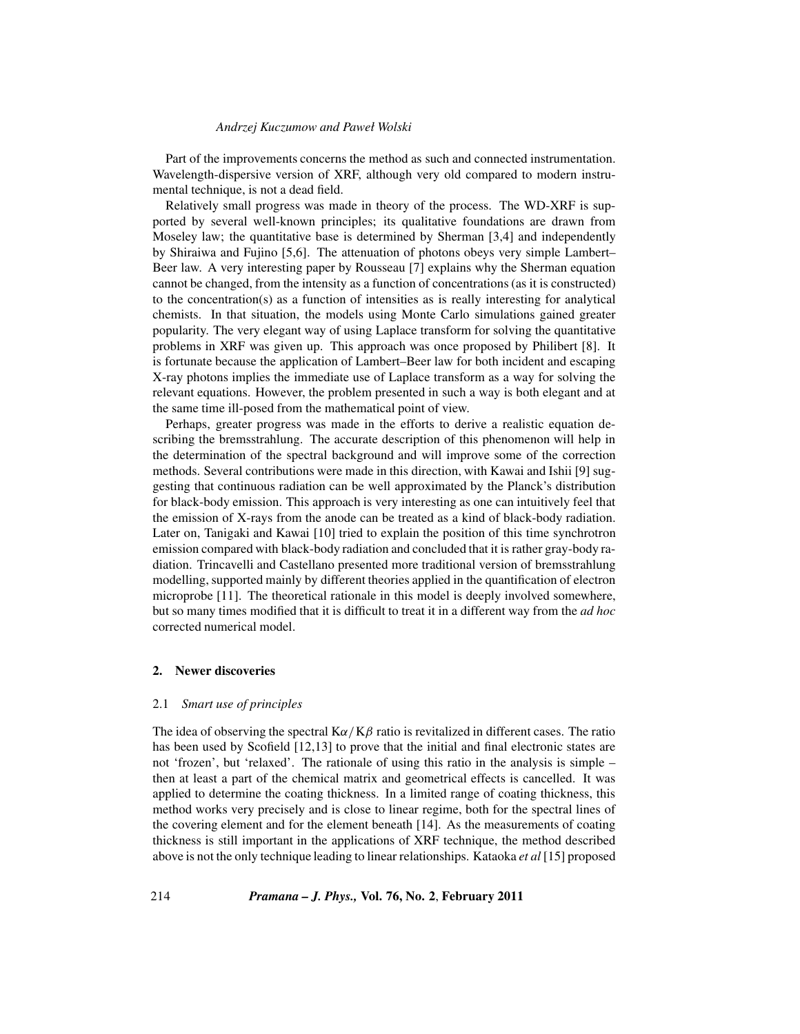Part of the improvements concerns the method as such and connected instrumentation. Wavelength-dispersive version of XRF, although very old compared to modern instrumental technique, is not a dead field.

Relatively small progress was made in theory of the process. The WD-XRF is supported by several well-known principles; its qualitative foundations are drawn from Moseley law; the quantitative base is determined by Sherman [3,4] and independently by Shiraiwa and Fujino [5,6]. The attenuation of photons obeys very simple Lambert–Beer law. A very interesting paper by Rousseau [7] explains why the Sherman equation cannot be changed, from the intensity as a function of concentrations (as it is constructed) to the concentration(s) as a function of intensities as is really interesting for analytical chemists. In that situation, the models using Monte Carlo simulations gained greater popularity. The very elegant way of using Laplace transform for solving the quantitative problems in XRF was given up. This approach was once proposed by Philibert [8]. It is fortunate because the application of Lambert–Beer law for both incident and escaping X-ray photons implies the immediate use of Laplace transform as a way for solving the relevant equations. However, the problem presented in such a way is both elegant and at the same time ill-posed from the mathematical point of view.

Perhaps, greater progress was made in the efforts to derive a realistic equation describing the bremsstrahlung. The accurate description of this phenomenon will help in the determination of the spectral background and will improve some of the correction methods. Several contributions were made in this direction, with Kawai and Ishii [9] suggesting that continuous radiation can be well approximated by the Planck's distribution for black-body emission. This approach is very interesting as one can intuitively feel that the emission of X-rays from the anode can be treated as a kind of black-body radiation. Later on, Tanigaki and Kawai [10] tried to explain the position of this time synchrotron emission compared with black-body radiation and concluded that it is rather gray-body radiation. Trincavelli and Castellano presented more traditional version of bremsstrahlung modelling, supported mainly by different theories applied in the quantification of electron microprobe [11]. The theoretical rationale in this model is deeply involved somewhere, but so many times modified that it is difficult to treat it in a different way from the *ad hoc* corrected numerical model.

## 2. Newer discoveries

### 2.1 *Smart use of principles*

The idea of observing the spectral $K\alpha/K\beta$ ratio is revitalized in different cases. The ratio has been used by Scofield [12,13] to prove that the initial and final electronic states are not 'frozen', but 'relaxed'. The rationale of using this ratio in the analysis is simple – then at least a part of the chemical matrix and geometrical effects is cancelled. It was applied to determine the coating thickness. In a limited range of coating thickness, this method works very precisely and is close to linear regime, both for the spectral lines of the covering element and for the element beneath [14]. As the measurements of coating thickness is still important in the applications of XRF technique, the method described above is not the only technique leading to linear relationships. Kataoka *et al* [15] proposed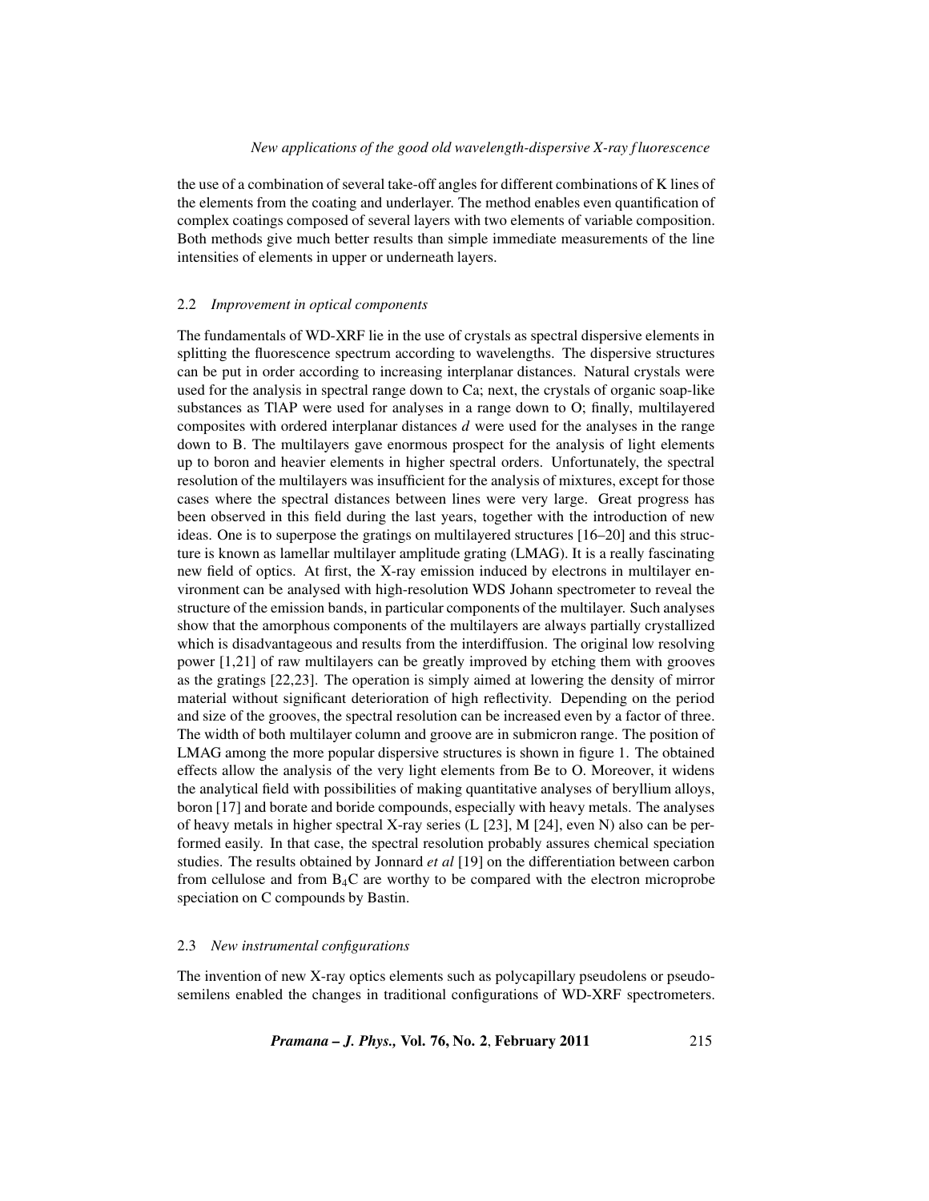the use of a combination of several take-off angles for different combinations of K lines of the elements from the coating and underlayer. The method enables even quantification of complex coatings composed of several layers with two elements of variable composition. Both methods give much better results than simple immediate measurements of the line intensities of elements in upper or underneath layers.

### 2.2 *Improvement in optical components*

The fundamentals of WD-XRF lie in the use of crystals as spectral dispersive elements in splitting the fluorescence spectrum according to wavelengths. The dispersive structures can be put in order according to increasing interplanar distances. Natural crystals were used for the analysis in spectral range down to Ca; next, the crystals of organic soap-like substances as TlAP were used for analyses in a range down to O; finally, multilayered composites with ordered interplanar distances $d$ were used for the analyses in the range down to B. The multilayers gave enormous prospect for the analysis of light elements up to boron and heavier elements in higher spectral orders. Unfortunately, the spectral resolution of the multilayers was insufficient for the analysis of mixtures, except for those cases where the spectral distances between lines were very large. Great progress has been observed in this field during the last years, together with the introduction of new ideas. One is to superpose the gratings on multilayered structures [16–20] and this structure is known as lamellar multilayer amplitude grating (LMAG). It is a really fascinating new field of optics. At first, the X-ray emission induced by electrons in multilayer environment can be analysed with high-resolution WDS Johann spectrometer to reveal the structure of the emission bands, in particular components of the multilayer. Such analyses show that the amorphous components of the multilayers are always partially crystallized which is disadvantageous and results from the interdiffusion. The original low resolving power [1,21] of raw multilayers can be greatly improved by etching them with grooves as the gratings [22,23]. The operation is simply aimed at lowering the density of mirror material without significant deterioration of high reflectivity. Depending on the period and size of the grooves, the spectral resolution can be increased even by a factor of three. The width of both multilayer column and groove are in submicron range. The position of LMAG among the more popular dispersive structures is shown in figure 1. The obtained effects allow the analysis of the very light elements from Be to O. Moreover, it widens the analytical field with possibilities of making quantitative analyses of beryllium alloys, boron [17] and borate and boride compounds, especially with heavy metals. The analyses of heavy metals in higher spectral X-ray series (L [23], M [24], even N) also can be performed easily. In that case, the spectral resolution probably assures chemical speciation studies. The results obtained by Jonnard *et al* [19] on the differentiation between carbon from cellulose and from $B_4C$ are worthy to be compared with the electron microprobe speciation on C compounds by Bastin.

### 2.3 *New instrumental configurations*

The invention of new X-ray optics elements such as polycapillary pseudolens or pseudo-semilens enabled the changes in traditional configurations of WD-XRF spectrometers.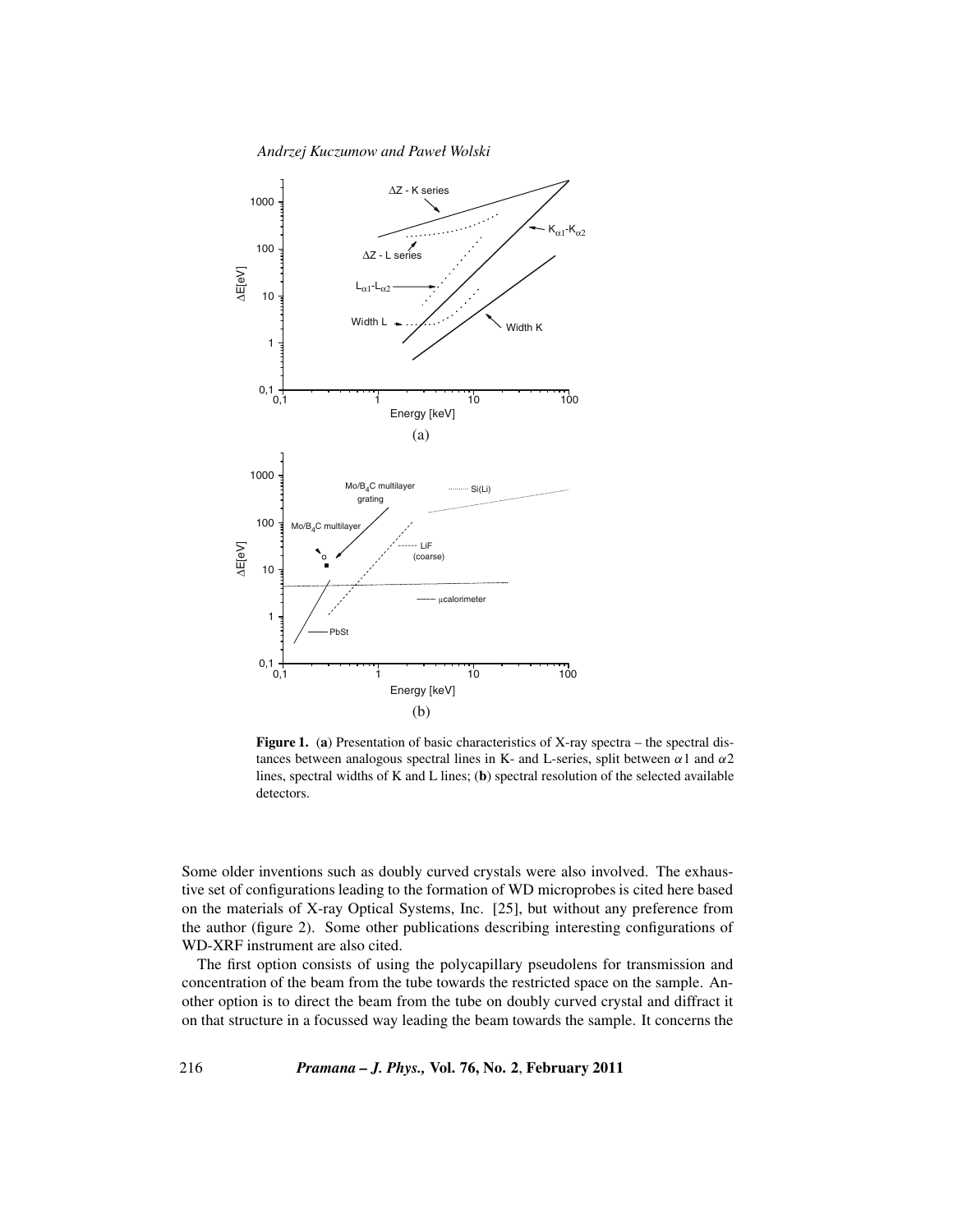**Figure 1.** (**a**) Presentation of basic characteristics of X-ray spectra – the spectral distances between analogous spectral lines in K- and L-series, split between $\alpha 1$ and $\alpha 2$ lines, spectral widths of K and L lines; (**b**) spectral resolution of the selected available detectors.

Some older inventions such as doubly curved crystals were also involved. The exhaustive set of configurations leading to the formation of WD microprobes is cited here based on the materials of X-ray Optical Systems, Inc. [25], but without any preference from the author (figure 2). Some other publications describing interesting configurations of WD-XRF instrument are also cited.

The first option consists of using the polycapillary pseudolens for transmission and concentration of the beam from the tube towards the restricted space on the sample. Another option is to direct the beam from the tube on doubly curved crystal and diffract it on that structure in a focussed way leading the beam towards the sample. It concerns the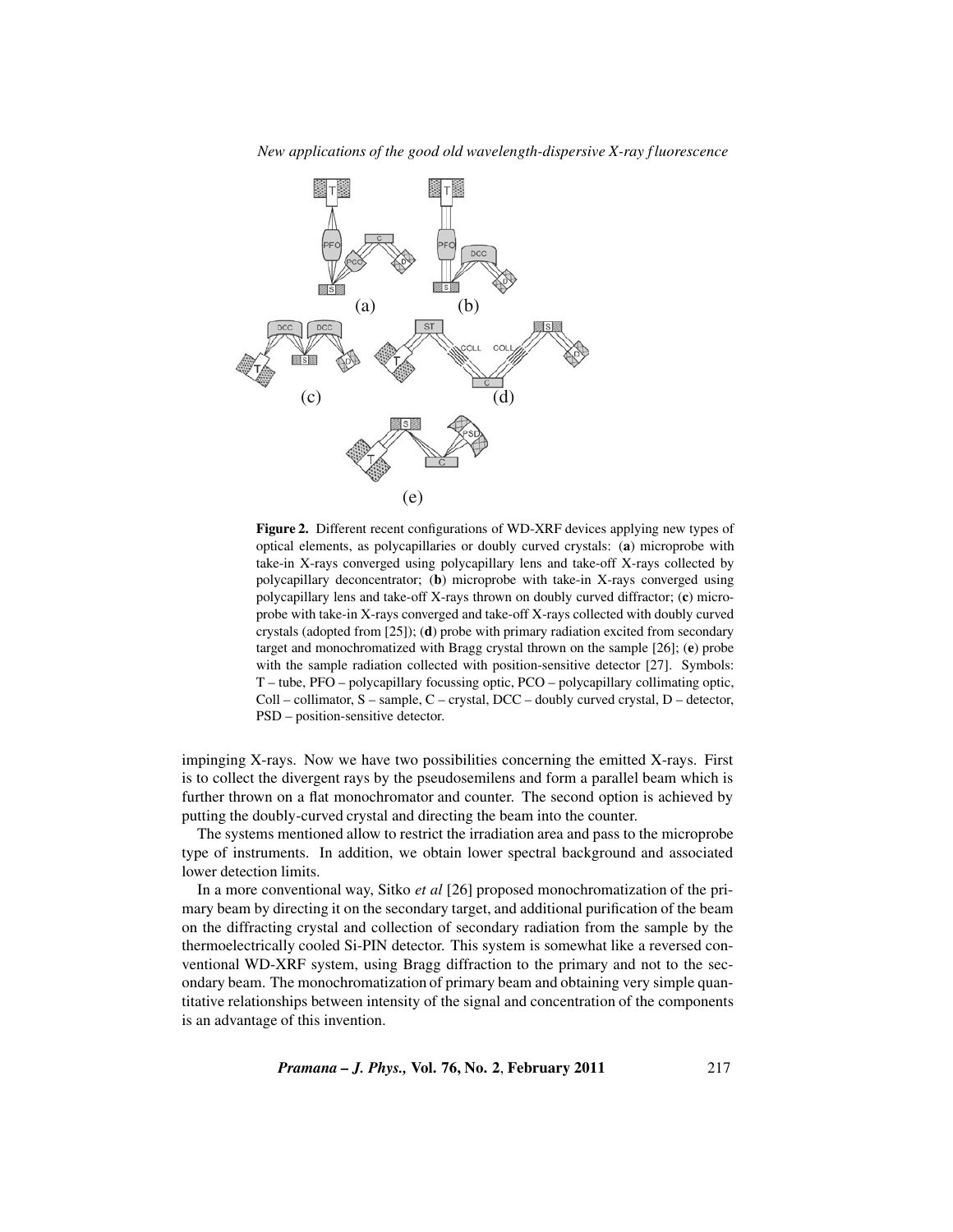**Figure 2.** Different recent configurations of WD-XRF devices applying new types of optical elements, as polycapillaries or doubly curved crystals: (**a**) microprobe with take-in X-rays converged using polycapillary lens and take-off X-rays collected by polycapillary deconcentrator; (**b**) microprobe with take-in X-rays converged using polycapillary lens and take-off X-rays thrown on doubly curved diffractor; (**c**) microprobe with take-in X-rays converged and take-off X-rays collected with doubly curved crystals (adopted from [25]); (**d**) probe with primary radiation excited from secondary target and monochromatized with Bragg crystal thrown on the sample [26]; (**e**) probe with the sample radiation collected with position-sensitive detector [27]. Symbols: T – tube, PFO – polycapillary focussing optic, PCO – polycapillary collimating optic, Coll – collimator, S – sample, C – crystal, DCC – doubly curved crystal, D – detector, PSD – position-sensitive detector.

impinging X-rays. Now we have two possibilities concerning the emitted X-rays. First is to collect the divergent rays by the pseudosemilens and form a parallel beam which is further thrown on a flat monochromator and counter. The second option is achieved by putting the doubly-curved crystal and directing the beam into the counter.

The systems mentioned allow to restrict the irradiation area and pass to the microprobe type of instruments. In addition, we obtain lower spectral background and associated lower detection limits.

In a more conventional way, Sitko *et al* [26] proposed monochromatization of the primary beam by directing it on the secondary target, and additional purification of the beam on the diffracting crystal and collection of secondary radiation from the sample by the thermoelectrically cooled Si-PIN detector. This system is somewhat like a reversed conventional WD-XRF system, using Bragg diffraction to the primary and not to the secondary beam. The monochromatization of primary beam and obtaining very simple quantitative relationships between intensity of the signal and concentration of the components is an advantage of this invention.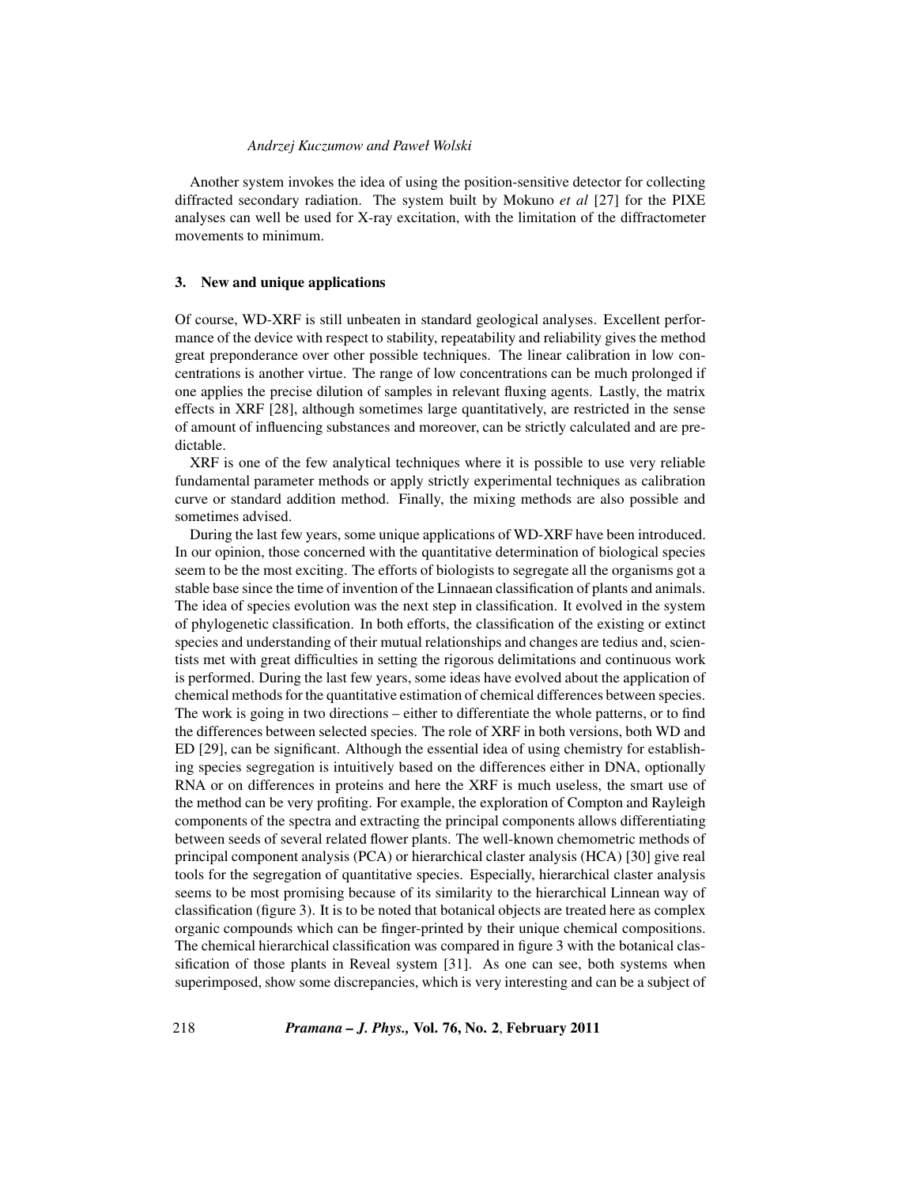Another system invokes the idea of using the position-sensitive detector for collecting diffracted secondary radiation. The system built by Mokuno *et al* [27] for the PIXE analyses can well be used for X-ray excitation, with the limitation of the diffractometer movements to minimum.

## 3. New and unique applications

Of course, WD-XRF is still unbeaten in standard geological analyses. Excellent performance of the device with respect to stability, repeatability and reliability gives the method great preponderance over other possible techniques. The linear calibration in low concentrations is another virtue. The range of low concentrations can be much prolonged if one applies the precise dilution of samples in relevant fluxing agents. Lastly, the matrix effects in XRF [28], although sometimes large quantitatively, are restricted in the sense of amount of influencing substances and moreover, can be strictly calculated and are predictable.

XRF is one of the few analytical techniques where it is possible to use very reliable fundamental parameter methods or apply strictly experimental techniques as calibration curve or standard addition method. Finally, the mixing methods are also possible and sometimes advised.

During the last few years, some unique applications of WD-XRF have been introduced. In our opinion, those concerned with the quantitative determination of biological species seem to be the most exciting. The efforts of biologists to segregate all the organisms got a stable base since the time of invention of the Linnaean classification of plants and animals. The idea of species evolution was the next step in classification. It evolved in the system of phylogenetic classification. In both efforts, the classification of the existing or extinct species and understanding of their mutual relationships and changes are tedius and, scientists met with great difficulties in setting the rigorous delimitations and continuous work is performed. During the last few years, some ideas have evolved about the application of chemical methods for the quantitative estimation of chemical differences between species. The work is going in two directions – either to differentiate the whole patterns, or to find the differences between selected species. The role of XRF in both versions, both WD and ED [29], can be significant. Although the essential idea of using chemistry for establishing species segregation is intuitively based on the differences either in DNA, optionally RNA or on differences in proteins and here the XRF is much useless, the smart use of the method can be very profiting. For example, the exploration of Compton and Rayleigh components of the spectra and extracting the principal components allows differentiating between seeds of several related flower plants. The well-known chemometric methods of principal component analysis (PCA) or hierarchical claster analysis (HCA) [30] give real tools for the segregation of quantitative species. Especially, hierarchical claster analysis seems to be most promising because of its similarity to the hierarchical Linnean way of classification (figure 3). It is to be noted that botanical objects are treated here as complex organic compounds which can be finger-printed by their unique chemical compositions. The chemical hierarchical classification was compared in figure 3 with the botanical classification of those plants in Reveal system [31]. As one can see, both systems when superimposed, show some discrepancies, which is very interesting and can be a subject of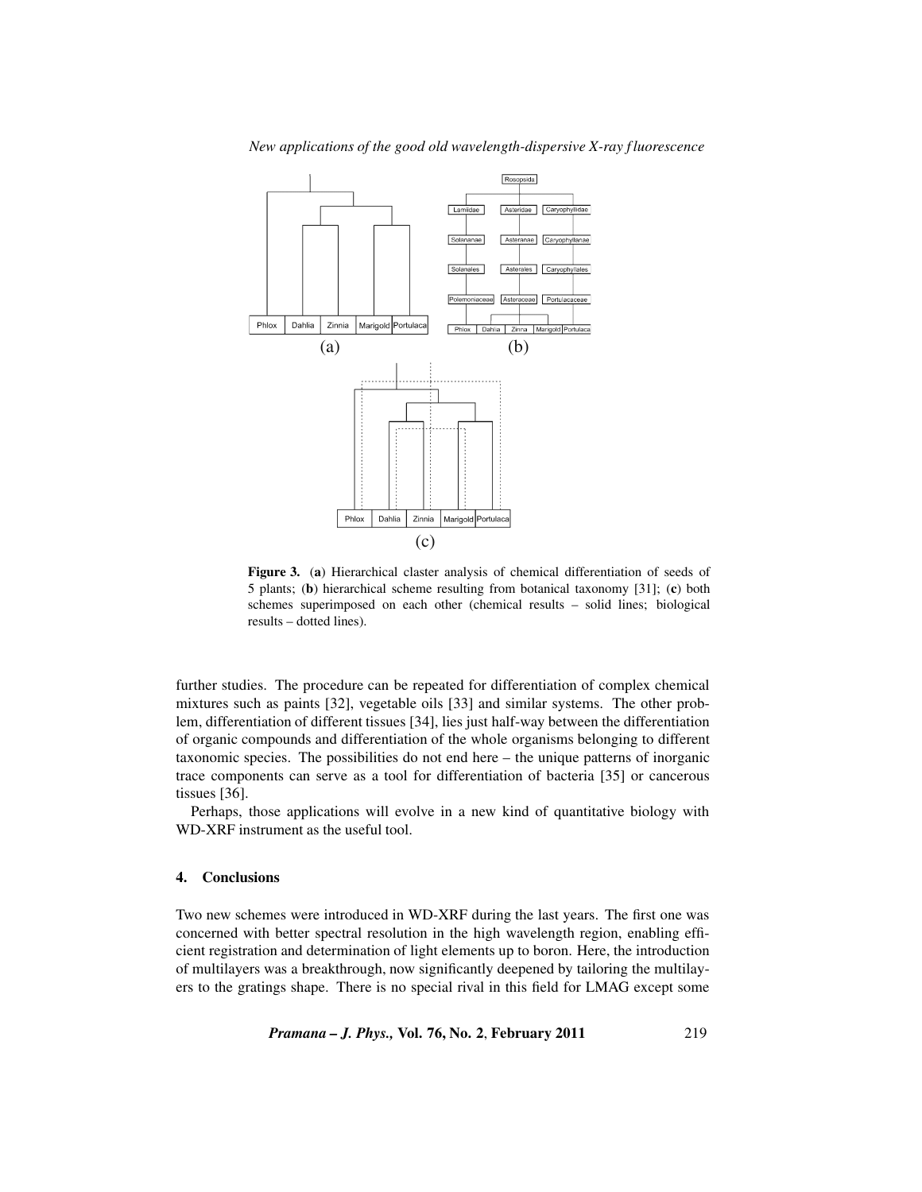Figure 3. (a) Hierarchical claster analysis of chemical differentiation of seeds of 5 plants; (b) hierarchical scheme resulting from botanical taxonomy [31]; (c) both schemes superimposed on each other (chemical results – solid lines; biological results – dotted lines).

further studies. The procedure can be repeated for differentiation of complex chemical mixtures such as paints [32], vegetable oils [33] and similar systems. The other problem, differentiation of different tissues [34], lies just half-way between the differentiation of organic compounds and differentiation of the whole organisms belonging to different taxonomic species. The possibilities do not end here – the unique patterns of inorganic trace components can serve as a tool for differentiation of bacteria [35] or cancerous tissues [36].

Perhaps, those applications will evolve in a new kind of quantitative biology with WD-XRF instrument as the useful tool.

## 4. Conclusions

Two new schemes were introduced in WD-XRF during the last years. The first one was concerned with better spectral resolution in the high wavelength region, enabling efficient registration and determination of light elements up to boron. Here, the introduction of multilayers was a breakthrough, now significantly deepened by tailoring the multilayers to the gratings shape. There is no special rival in this field for LMAG except some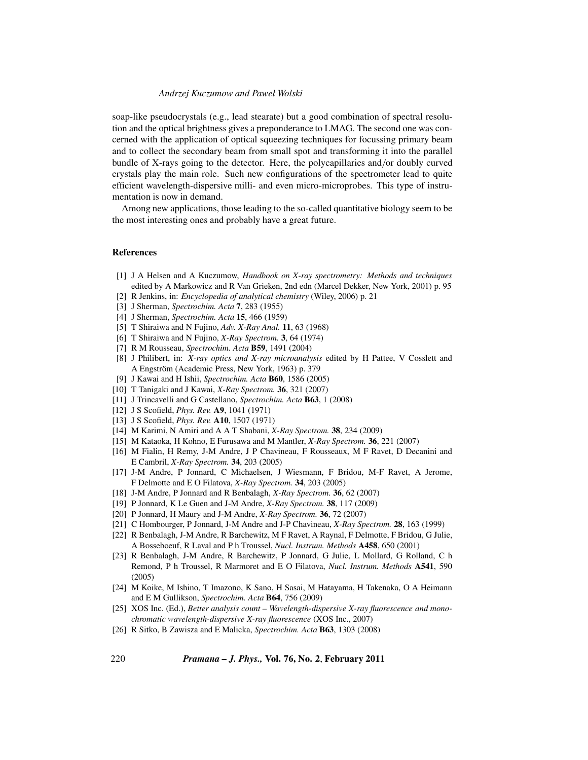soap-like pseudocrystals (e.g., lead stearate) but a good combination of spectral resolution and the optical brightness gives a preponderance to LMAG. The second one was concerned with the application of optical squeezing techniques for focussing primary beam and to collect the secondary beam from small spot and transforming it into the parallel bundle of X-rays going to the detector. Here, the polycapillaries and/or doubly curved crystals play the main role. Such new configurations of the spectrometer lead to quite efficient wavelength-dispersive milli- and even micro-microprobes. This type of instrumentation is now in demand.

Among new applications, those leading to the so-called quantitative biology seem to be the most interesting ones and probably have a great future.

## References

[1] J A Helsen and A Kuczumow, *Handbook on X-ray spectrometry: Methods and techniques* edited by A Markowicz and R Van Grieken, 2nd edn (Marcel Dekker, New York, 2001) p. 95

[2] R Jenkins, in: *Encyclopedia of analytical chemistry* (Wiley, 2006) p. 21

[3] J Sherman, *Spectrochim. Acta* **7**, 283 (1955)

[4] J Sherman, *Spectrochim. Acta* **15**, 466 (1959)

[5] T Shiraiwa and N Fujino, *Adv. X-Ray Anal.* **11**, 63 (1968)

[6] T Shiraiwa and N Fujino, *X-Ray Spectrom.* **3**, 64 (1974)

[7] R M Rousseau, *Spectrochim. Acta* **B59**, 1491 (2004)

[8] J Philibert, in: *X-ray optics and X-ray microanalysis* edited by H Pattee, V Cosslett and A Engström (Academic Press, New York, 1963) p. 379

[9] J Kawai and H Ishii, *Spectrochim. Acta* **B60**, 1586 (2005)

[10] T Tanigaki and J Kawai, *X-Ray Spectrom.* **36**, 321 (2007)

[11] J Trincavelli and G Castellano, *Spectrochim. Acta* **B63**, 1 (2008)

[12] J S Scofield, *Phys. Rev.* **A9**, 1041 (1971)

[13] J S Scofield, *Phys. Rev.* **A10**, 1507 (1971)

[14] M Karimi, N Amiri and A A T Shabani, *X-Ray Spectrom.* **38**, 234 (2009)

[15] M Kataoka, H Kohno, E Furusawa and M Mantler, *X-Ray Spectrom.* **36**, 221 (2007)

[16] M Fialin, H Remy, J-M Andre, J P Chavineau, F Rousseaux, M F Ravet, D Decanini and E Cambril, *X-Ray Spectrom.* **34**, 203 (2005)

[17] J-M Andre, P Jonnard, C Michaelsen, J Wiesmann, F Bridou, M-F Ravet, A Jerome, F Delmotte and E O Filatova, *X-Ray Spectrom.* **34**, 203 (2005)

[18] J-M Andre, P Jonnard and R Benbalagh, *X-Ray Spectrom.* **36**, 62 (2007)

[19] P Jonnard, K Le Guen and J-M Andre, *X-Ray Spectrom.* **38**, 117 (2009)

[20] P Jonnard, H Maury and J-M Andre, *X-Ray Spectrom.* **36**, 72 (2007)

[21] C Hombourger, P Jonnard, J-M Andre and J-P Chavineau, *X-Ray Spectrom.* **28**, 163 (1999)

[22] R Benbalagh, J-M Andre, R Barchewitz, M F Ravet, A Raynal, F Delmotte, F Bridou, G Julie, A Bosseboeuf, R Laval and P h Troussel, *Nucl. Instrum. Methods* **A458**, 650 (2001)

[23] R Benbalagh, J-M Andre, R Barchewitz, P Jonnard, G Julie, L Mollard, G Rolland, C h Remond, P h Troussel, R Marmoret and E O Filatova, *Nucl. Instrum. Methods* **A541**, 590 (2005)

[24] M Koike, M Ishino, T Imazono, K Sano, H Sasai, M Hatayama, H Takenaka, O A Heimann and E M Gullikson, *Spectrochim. Acta* **B64**, 756 (2009)

[25] XOS Inc. (Ed.), *Better analysis count – Wavelength-dispersive X-ray fluorescence and monochromatic wavelength-dispersive X-ray fluorescence* (XOS Inc., 2007)

[26] R Sitko, B Zawisza and E Malicka, *Spectrochim. Acta* **B63**, 1303 (2008)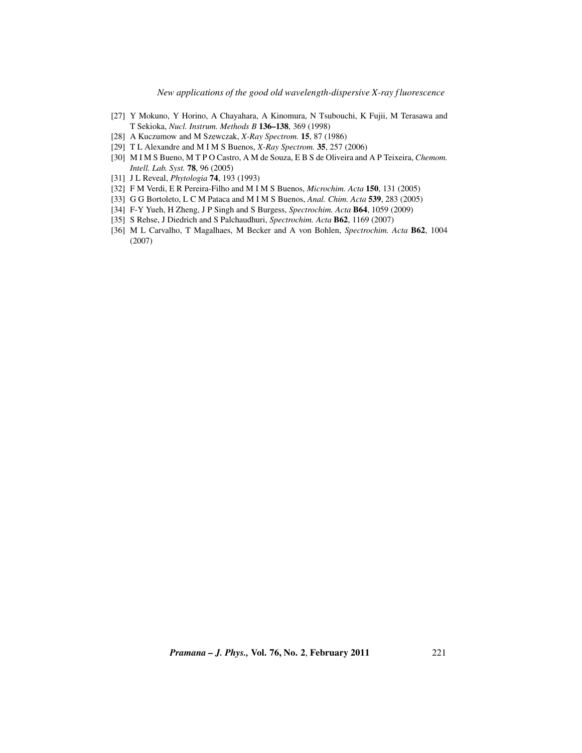[27] Y Mokuno, Y Horino, A Chayahara, A Kinomura, N Tsubouchi, K Fujii, M Terasawa and T Sekioka, *Nucl. Instrum. Methods B* **136–138**, 369 (1998)

[28] A Kuczumow and M Szewczak, *X-Ray Spectrom.* **15**, 87 (1986)

[29] T L Alexandre and M I M S Buenos, *X-Ray Spectrom.* **35**, 257 (2006)

[30] M I M S Bueno, M T P O Castro, A M de Souza, E B S de Oliveira and A P Teixeira, *Chemom. Intell. Lab. Syst.* **78**, 96 (2005)

[31] J L Reveal, *Phytologia* **74**, 193 (1993)

[32] F M Verdi, E R Pereira-Filho and M I M S Buenos, *Microchim. Acta* **150**, 131 (2005)

[33] G G Bortoleto, L C M Pataca and M I M S Buenos, *Anal. Chim. Acta* **539**, 283 (2005)

[34] F-Y Yueh, H Zheng, J P Singh and S Burgess, *Spectrochim. Acta* **B64**, 1059 (2009)

[35] S Rehse, J Diedrich and S Palchaudhuri, *Spectrochim. Acta* **B62**, 1169 (2007)

[36] M L Carvalho, T Magalhaes, M Becker and A von Bohlen, *Spectrochim. Acta* **B62**, 1004 (2007)